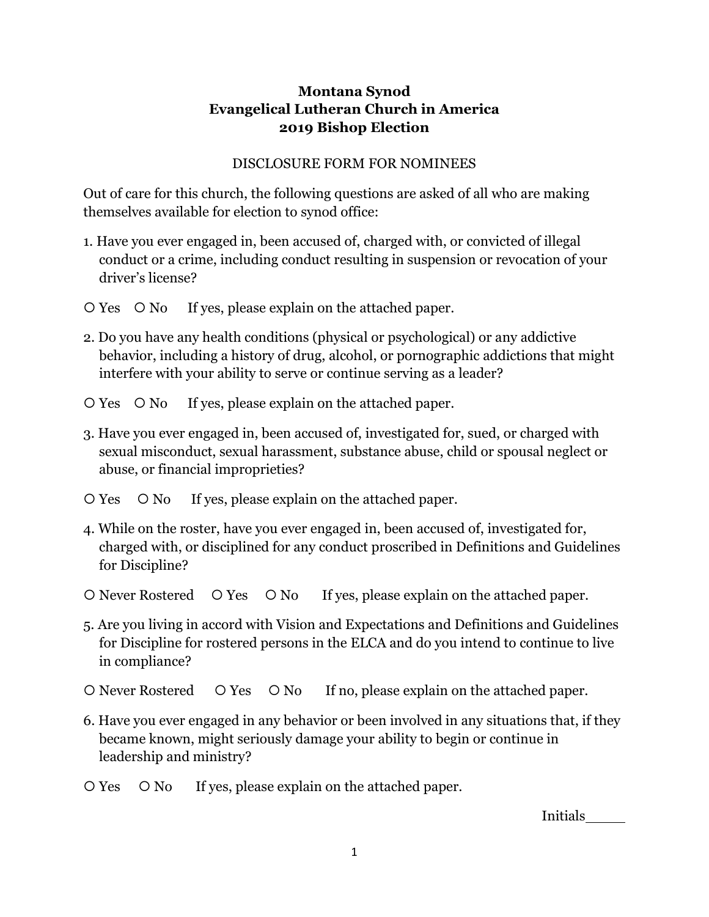**Montana Synod**
**Evangelical Lutheran Church in America**
**2019 Bishop Election**

DISCLOSURE FORM FOR NOMINEES

Out of care for this church, the following questions are asked of all who are making themselves available for election to synod office:

1. Have you ever engaged in, been accused of, charged with, or convicted of illegal conduct or a crime, including conduct resulting in suspension or revocation of your driver's license?

○ Yes ○ No If yes, please explain on the attached paper.

2. Do you have any health conditions (physical or psychological) or any addictive behavior, including a history of drug, alcohol, or pornographic addictions that might interfere with your ability to serve or continue serving as a leader?

○ Yes ○ No If yes, please explain on the attached paper.

3. Have you ever engaged in, been accused of, investigated for, sued, or charged with sexual misconduct, sexual harassment, substance abuse, child or spousal neglect or abuse, or financial improprieties?

○ Yes ○ No If yes, please explain on the attached paper.

4. While on the roster, have you ever engaged in, been accused of, investigated for, charged with, or disciplined for any conduct proscribed in Definitions and Guidelines for Discipline?

○ Never Rostered ○ Yes ○ No If yes, please explain on the attached paper.

5. Are you living in accord with Vision and Expectations and Definitions and Guidelines for Discipline for rostered persons in the ELCA and do you intend to continue to live in compliance?

○ Never Rostered ○ Yes ○ No If no, please explain on the attached paper.

6. Have you ever engaged in any behavior or been involved in any situations that, if they became known, might seriously damage your ability to begin or continue in leadership and ministry?

○ Yes ○ No If yes, please explain on the attached paper.

Initials_____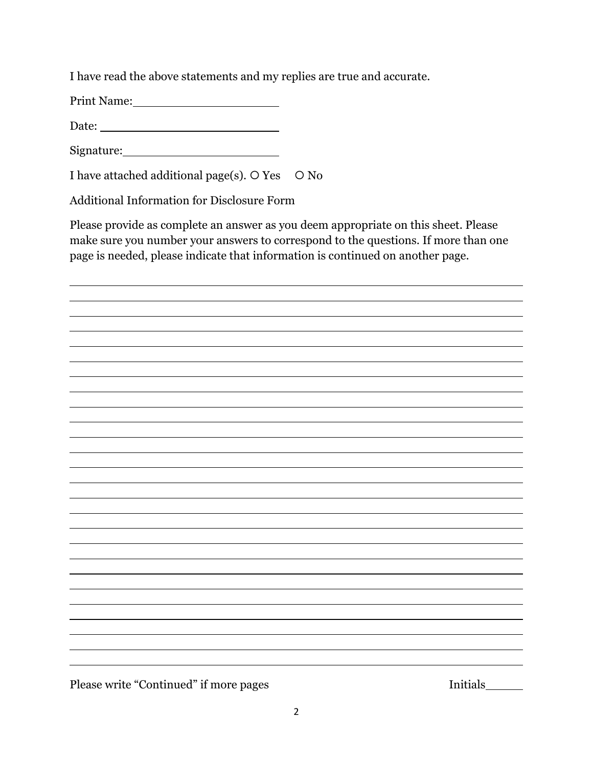I have read the above statements and my replies are true and accurate.

Print Name: ____________________

Date: ____________________

Signature: ____________________

I have attached additional page(s). ○ Yes ○ No

Additional Information for Disclosure Form

Please provide as complete an answer as you deem appropriate on this sheet. Please make sure you number your answers to correspond to the questions. If more than one page is needed, please indicate that information is continued on another page.

Please write "Continued" if more pages

Initials______